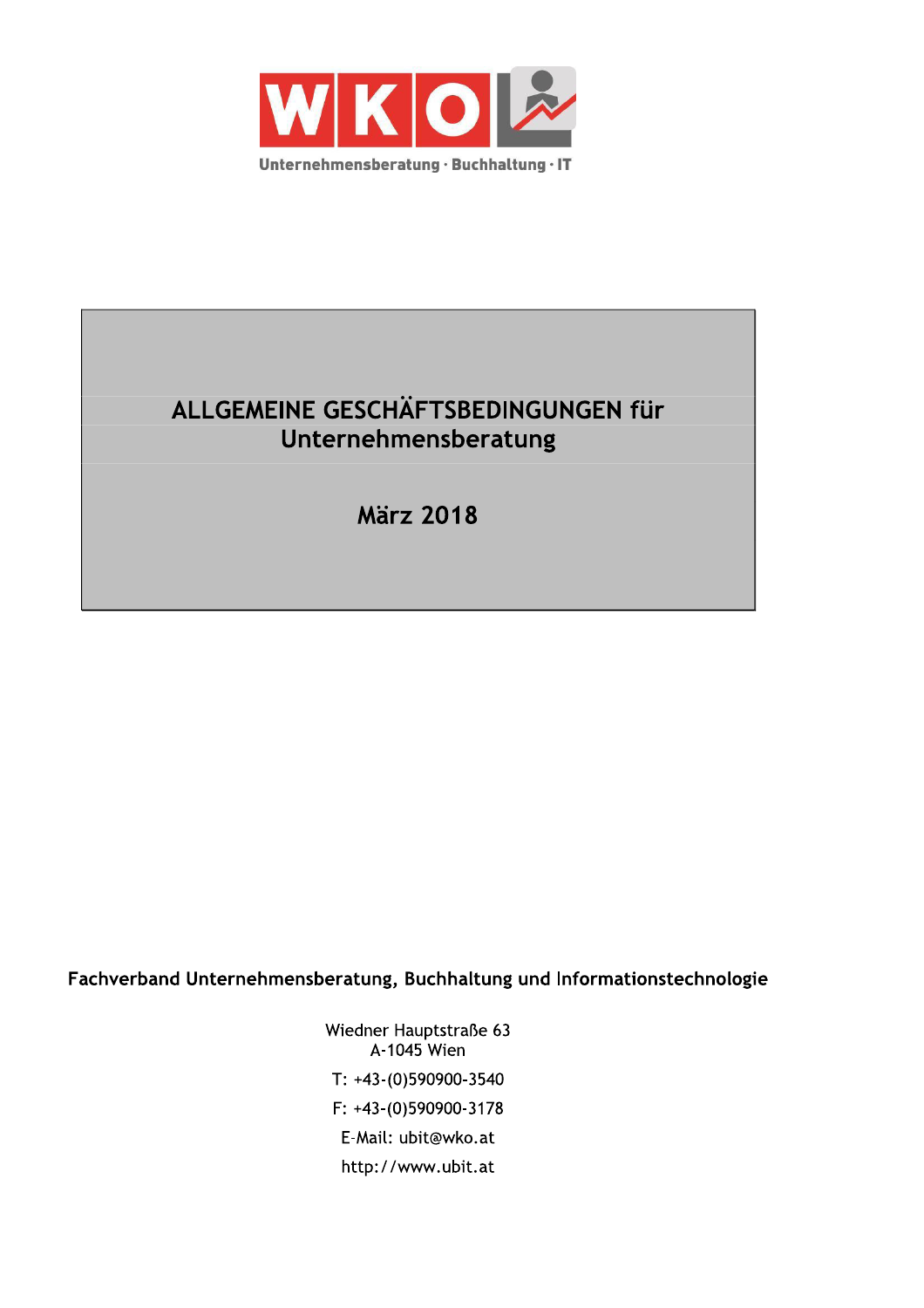WKO

Unternehmensberatung · Buchhaltung · IT

# ALLGEMEINE GESCHÄFTSBEDINGUNGEN für Unternehmensberatung

## März 2018

**Fachverband Unternehmensberatung, Buchhaltung und Informationstechnologie**

Wiedner Hauptstraße 63
A-1045 Wien

T: +43-(0)590900-3540

F: +43-(0)590900-3178

E-Mail: ubit@wko.at

http://www.ubit.at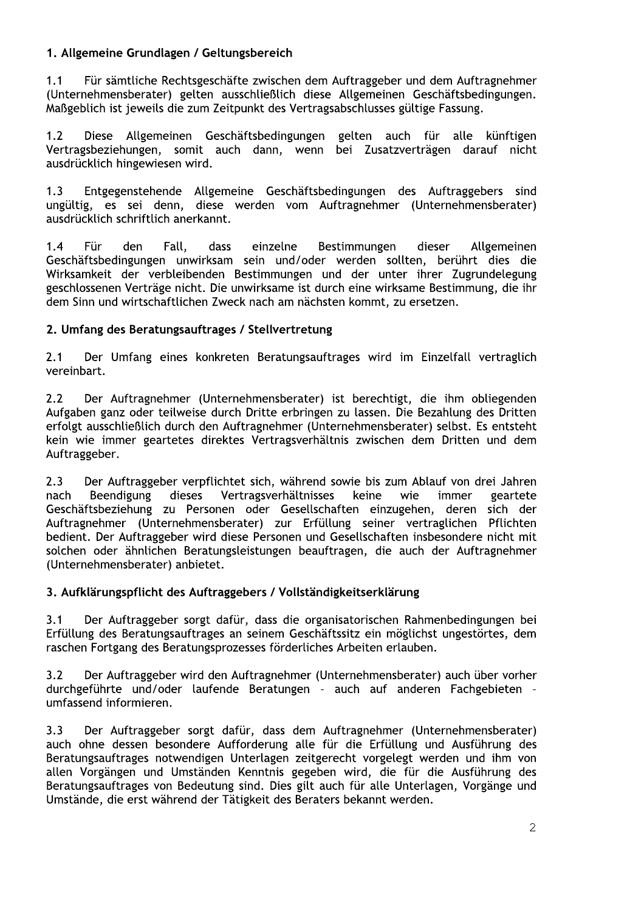## 1. Allgemeine Grundlagen / Geltungsbereich

1.1 Für sämtliche Rechtsgeschäfte zwischen dem Auftraggeber und dem Auftragnehmer (Unternehmensberater) gelten ausschließlich diese Allgemeinen Geschäftsbedingungen. Maßgeblich ist jeweils die zum Zeitpunkt des Vertragsabschlusses gültige Fassung.

1.2 Diese Allgemeinen Geschäftsbedingungen gelten auch für alle künftigen Vertragsbeziehungen, somit auch dann, wenn bei Zusatzverträgen darauf nicht ausdrücklich hingewiesen wird.

1.3 Entgegenstehende Allgemeine Geschäftsbedingungen des Auftraggebers sind ungültig, es sei denn, diese werden vom Auftragnehmer (Unternehmensberater) ausdrücklich schriftlich anerkannt.

1.4 Für den Fall, dass einzelne Bestimmungen dieser Allgemeinen Geschäftsbedingungen unwirksam sein und/oder werden sollten, berührt dies die Wirksamkeit der verbleibenden Bestimmungen und der unter ihrer Zugrundelegung geschlossenen Verträge nicht. Die unwirksame ist durch eine wirksame Bestimmung, die ihr dem Sinn und wirtschaftlichen Zweck nach am nächsten kommt, zu ersetzen.

## 2. Umfang des Beratungsauftrages / Stellvertretung

2.1 Der Umfang eines konkreten Beratungsauftrages wird im Einzelfall vertraglich vereinbart.

2.2 Der Auftragnehmer (Unternehmensberater) ist berechtigt, die ihm obliegenden Aufgaben ganz oder teilweise durch Dritte erbringen zu lassen. Die Bezahlung des Dritten erfolgt ausschließlich durch den Auftragnehmer (Unternehmensberater) selbst. Es entsteht kein wie immer geartetes direktes Vertragsverhältnis zwischen dem Dritten und dem Auftraggeber.

2.3 Der Auftraggeber verpflichtet sich, während sowie bis zum Ablauf von drei Jahren nach Beendigung dieses Vertragsverhältnisses keine wie immer geartete Geschäftsbeziehung zu Personen oder Gesellschaften einzugehen, deren sich der Auftragnehmer (Unternehmensberater) zur Erfüllung seiner vertraglichen Pflichten bedient. Der Auftraggeber wird diese Personen und Gesellschaften insbesondere nicht mit solchen oder ähnlichen Beratungsleistungen beauftragen, die auch der Auftragnehmer (Unternehmensberater) anbietet.

## 3. Aufklärungspflicht des Auftraggebers / Vollständigkeitserklärung

3.1 Der Auftraggeber sorgt dafür, dass die organisatorischen Rahmenbedingungen bei Erfüllung des Beratungsauftrages an seinem Geschäftssitz ein möglichst ungestörtes, dem raschen Fortgang des Beratungsprozesses förderliches Arbeiten erlauben.

3.2 Der Auftraggeber wird den Auftragnehmer (Unternehmensberater) auch über vorher durchgeführte und/oder laufende Beratungen – auch auf anderen Fachgebieten – umfassend informieren.

3.3 Der Auftraggeber sorgt dafür, dass dem Auftragnehmer (Unternehmensberater) auch ohne dessen besondere Aufforderung alle für die Erfüllung und Ausführung des Beratungsauftrages notwendigen Unterlagen zeitgerecht vorgelegt werden und ihm von allen Vorgängen und Umständen Kenntnis gegeben wird, die für die Ausführung des Beratungsauftrages von Bedeutung sind. Dies gilt auch für alle Unterlagen, Vorgänge und Umstände, die erst während der Tätigkeit des Beraters bekannt werden.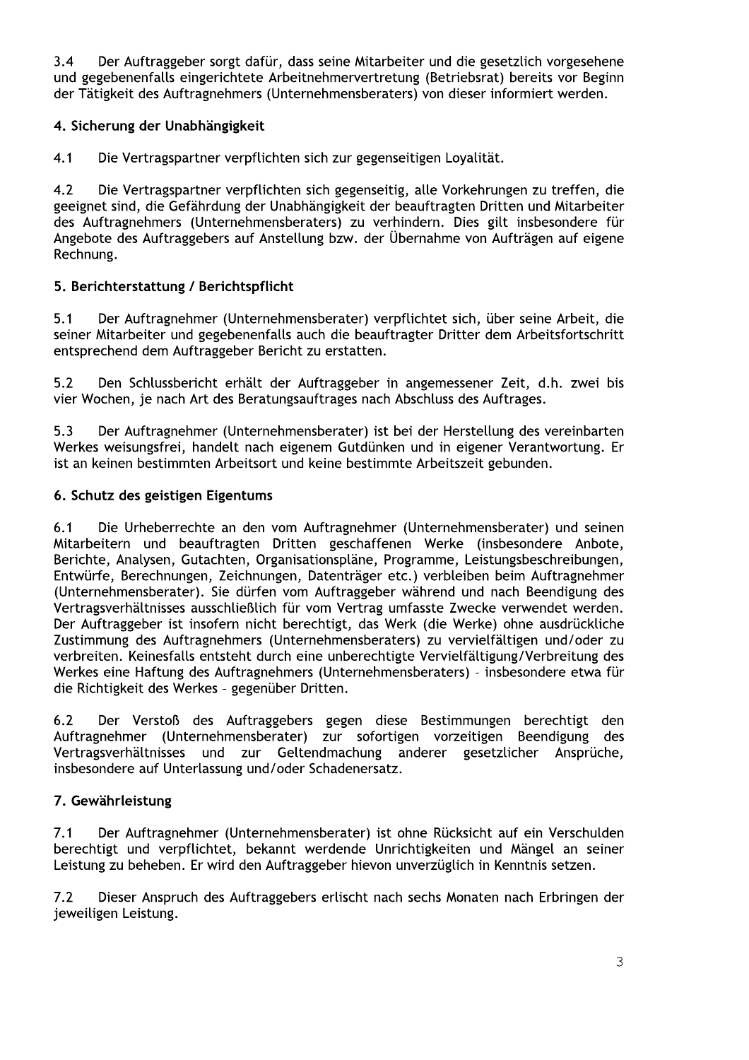3.4 Der Auftraggeber sorgt dafür, dass seine Mitarbeiter und die gesetzlich vorgesehene und gegebenenfalls eingerichtete Arbeitnehmervertretung (Betriebsrat) bereits vor Beginn der Tätigkeit des Auftragnehmers (Unternehmensberaters) von dieser informiert werden.

## 4. Sicherung der Unabhängigkeit

4.1 Die Vertragspartner verpflichten sich zur gegenseitigen Loyalität.

4.2 Die Vertragspartner verpflichten sich gegenseitig, alle Vorkehrungen zu treffen, die geeignet sind, die Gefährdung der Unabhängigkeit der beauftragten Dritten und Mitarbeiter des Auftragnehmers (Unternehmensberaters) zu verhindern. Dies gilt insbesondere für Angebote des Auftraggebers auf Anstellung bzw. der Übernahme von Aufträgen auf eigene Rechnung.

## 5. Berichterstattung / Berichtspflicht

5.1 Der Auftragnehmer (Unternehmensberater) verpflichtet sich, über seine Arbeit, die seiner Mitarbeiter und gegebenenfalls auch die beauftragter Dritter dem Arbeitsfortschritt entsprechend dem Auftraggeber Bericht zu erstatten.

5.2 Den Schlussbericht erhält der Auftraggeber in angemessener Zeit, d.h. zwei bis vier Wochen, je nach Art des Beratungsauftrages nach Abschluss des Auftrages.

5.3 Der Auftragnehmer (Unternehmensberater) ist bei der Herstellung des vereinbarten Werkes weisungsfrei, handelt nach eigenem Gutdünken und in eigener Verantwortung. Er ist an keinen bestimmten Arbeitsort und keine bestimmte Arbeitszeit gebunden.

## 6. Schutz des geistigen Eigentums

6.1 Die Urheberrechte an den vom Auftragnehmer (Unternehmensberater) und seinen Mitarbeitern und beauftragten Dritten geschaffenen Werke (insbesondere Anbote, Berichte, Analysen, Gutachten, Organisationspläne, Programme, Leistungsbeschreibungen, Entwürfe, Berechnungen, Zeichnungen, Datenträger etc.) verbleiben beim Auftragnehmer (Unternehmensberater). Sie dürfen vom Auftraggeber während und nach Beendigung des Vertragsverhältnisses ausschließlich für vom Vertrag umfasste Zwecke verwendet werden. Der Auftraggeber ist insofern nicht berechtigt, das Werk (die Werke) ohne ausdrückliche Zustimmung des Auftragnehmers (Unternehmensberaters) zu vervielfältigen und/oder zu verbreiten. Keinesfalls entsteht durch eine unberechtigte Vervielfältigung/Verbreitung des Werkes eine Haftung des Auftragnehmers (Unternehmensberaters) – insbesondere etwa für die Richtigkeit des Werkes – gegenüber Dritten.

6.2 Der Verstoß des Auftraggebers gegen diese Bestimmungen berechtigt den Auftragnehmer (Unternehmensberater) zur sofortigen vorzeitigen Beendigung des Vertragsverhältnisses und zur Geltendmachung anderer gesetzlicher Ansprüche, insbesondere auf Unterlassung und/oder Schadenersatz.

## 7. Gewährleistung

7.1 Der Auftragnehmer (Unternehmensberater) ist ohne Rücksicht auf ein Verschulden berechtigt und verpflichtet, bekannt werdende Unrichtigkeiten und Mängel an seiner Leistung zu beheben. Er wird den Auftraggeber hievon unverzüglich in Kenntnis setzen.

7.2 Dieser Anspruch des Auftraggebers erlischt nach sechs Monaten nach Erbringen der jeweiligen Leistung.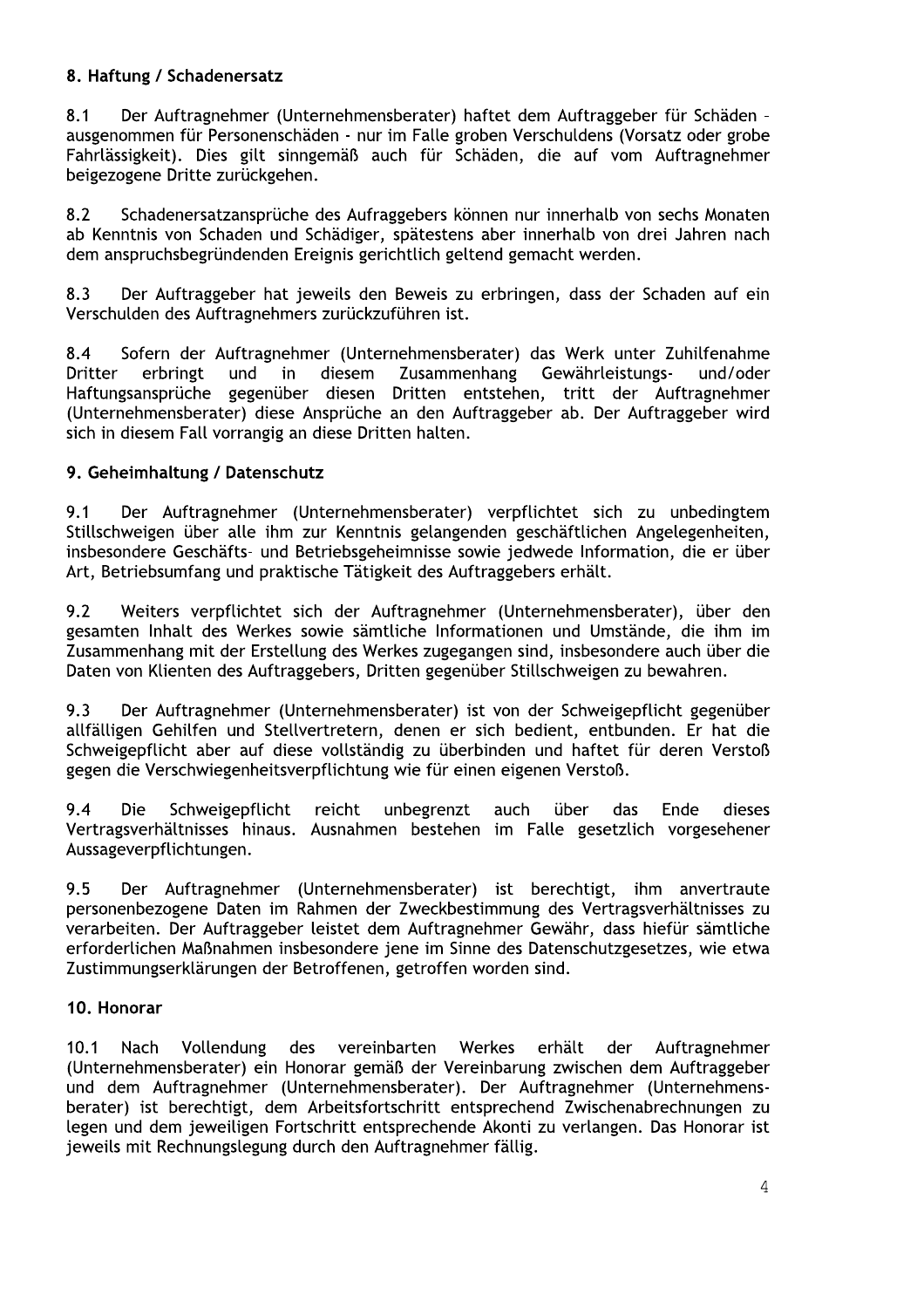### 8. Haftung / Schadenersatz

8.1 Der Auftragnehmer (Unternehmensberater) haftet dem Auftraggeber für Schäden - ausgenommen für Personenschäden - nur im Falle groben Verschuldens (Vorsatz oder grobe Fahrlässigkeit). Dies gilt sinngemäß auch für Schäden, die auf vom Auftragnehmer beigezogene Dritte zurückgehen.

8.2 Schadenersatzansprüche des Aufraggebers können nur innerhalb von sechs Monaten ab Kenntnis von Schaden und Schädiger, spätestens aber innerhalb von drei Jahren nach dem anspruchsbegründenden Ereignis gerichtlich geltend gemacht werden.

8.3 Der Auftraggeber hat jeweils den Beweis zu erbringen, dass der Schaden auf ein Verschulden des Auftragnehmers zurückzuführen ist.

8.4 Sofern der Auftragnehmer (Unternehmensberater) das Werk unter Zuhilfenahme Dritter erbringt und in diesem Zusammenhang Gewährleistungs- und/oder Haftungsansprüche gegenüber diesen Dritten entstehen, tritt der Auftragnehmer (Unternehmensberater) diese Ansprüche an den Auftraggeber ab. Der Auftraggeber wird sich in diesem Fall vorrangig an diese Dritten halten.

### 9. Geheimhaltung / Datenschutz

9.1 Der Auftragnehmer (Unternehmensberater) verpflichtet sich zu unbedingtem Stillschweigen über alle ihm zur Kenntnis gelangenden geschäftlichen Angelegenheiten, insbesondere Geschäfts- und Betriebsgeheimnisse sowie jedwede Information, die er über Art, Betriebsumfang und praktische Tätigkeit des Auftraggebers erhält.

9.2 Weiters verpflichtet sich der Auftragnehmer (Unternehmensberater), über den gesamten Inhalt des Werkes sowie sämtliche Informationen und Umstände, die ihm im Zusammenhang mit der Erstellung des Werkes zugegangen sind, insbesondere auch über die Daten von Klienten des Auftraggebers, Dritten gegenüber Stillschweigen zu bewahren.

9.3 Der Auftragnehmer (Unternehmensberater) ist von der Schweigepflicht gegenüber allfälligen Gehilfen und Stellvertretern, denen er sich bedient, entbunden. Er hat die Schweigepflicht aber auf diese vollständig zu überbinden und haftet für deren Verstoß gegen die Verschwiegenheitsverpflichtung wie für einen eigenen Verstoß.

9.4 Die Schweigepflicht reicht unbegrenzt auch über das Ende dieses Vertragsverhältnisses hinaus. Ausnahmen bestehen im Falle gesetzlich vorgesehener Aussageverpflichtungen.

9.5 Der Auftragnehmer (Unternehmensberater) ist berechtigt, ihm anvertraute personenbezogene Daten im Rahmen der Zweckbestimmung des Vertragsverhältnisses zu verarbeiten. Der Auftraggeber leistet dem Auftragnehmer Gewähr, dass hiefür sämtliche erforderlichen Maßnahmen insbesondere jene im Sinne des Datenschutzgesetzes, wie etwa Zustimmungserklärungen der Betroffenen, getroffen worden sind.

### 10. Honorar

10.1 Nach Vollendung des vereinbarten Werkes erhält der Auftragnehmer (Unternehmensberater) ein Honorar gemäß der Vereinbarung zwischen dem Auftraggeber und dem Auftragnehmer (Unternehmensberater). Der Auftragnehmer (Unternehmensberater) ist berechtigt, dem Arbeitsfortschritt entsprechend Zwischenabrechnungen zu legen und dem jeweiligen Fortschritt entsprechende Akonti zu verlangen. Das Honorar ist jeweils mit Rechnungslegung durch den Auftragnehmer fällig.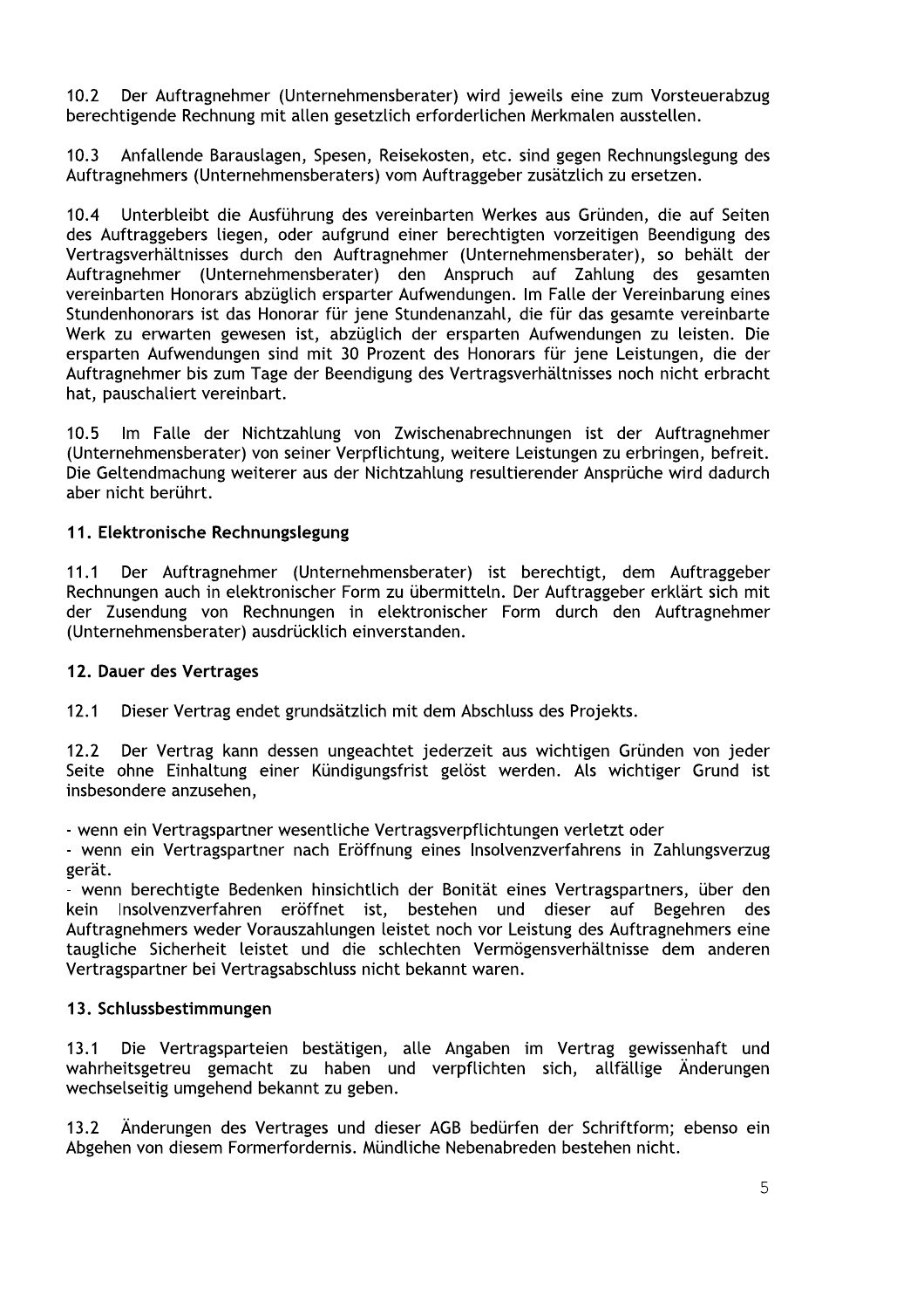10.2 Der Auftragnehmer (Unternehmensberater) wird jeweils eine zum Vorsteuerabzug berechtigende Rechnung mit allen gesetzlich erforderlichen Merkmalen ausstellen.

10.3 Anfallende Barauslagen, Spesen, Reisekosten, etc. sind gegen Rechnungslegung des Auftragnehmers (Unternehmensberaters) vom Auftraggeber zusätzlich zu ersetzen.

10.4 Unterbleibt die Ausführung des vereinbarten Werkes aus Gründen, die auf Seiten des Auftraggebers liegen, oder aufgrund einer berechtigten vorzeitigen Beendigung des Vertragsverhältnisses durch den Auftragnehmer (Unternehmensberater), so behält der Auftragnehmer (Unternehmensberater) den Anspruch auf Zahlung des gesamten vereinbarten Honorars abzüglich ersparter Aufwendungen. Im Falle der Vereinbarung eines Stundenhonorars ist das Honorar für jene Stundenanzahl, die für das gesamte vereinbarte Werk zu erwarten gewesen ist, abzüglich der ersparten Aufwendungen zu leisten. Die ersparten Aufwendungen sind mit 30 Prozent des Honorars für jene Leistungen, die der Auftragnehmer bis zum Tage der Beendigung des Vertragsverhältnisses noch nicht erbracht hat, pauschaliert vereinbart.

10.5 Im Falle der Nichtzahlung von Zwischenabrechnungen ist der Auftragnehmer (Unternehmensberater) von seiner Verpflichtung, weitere Leistungen zu erbringen, befreit. Die Geltendmachung weiterer aus der Nichtzahlung resultierender Ansprüche wird dadurch aber nicht berührt.

## 11. Elektronische Rechnungslegung

11.1 Der Auftragnehmer (Unternehmensberater) ist berechtigt, dem Auftraggeber Rechnungen auch in elektronischer Form zu übermitteln. Der Auftraggeber erklärt sich mit der Zusendung von Rechnungen in elektronischer Form durch den Auftragnehmer (Unternehmensberater) ausdrücklich einverstanden.

## 12. Dauer des Vertrages

12.1 Dieser Vertrag endet grundsätzlich mit dem Abschluss des Projekts.

12.2 Der Vertrag kann dessen ungeachtet jederzeit aus wichtigen Gründen von jeder Seite ohne Einhaltung einer Kündigungsfrist gelöst werden. Als wichtiger Grund ist insbesondere anzusehen,

- wenn ein Vertragspartner wesentliche Vertragsverpflichtungen verletzt oder
- wenn ein Vertragspartner nach Eröffnung eines Insolvenzverfahrens in Zahlungsverzug gerät.
- wenn berechtigte Bedenken hinsichtlich der Bonität eines Vertragspartners, über den kein Insolvenzverfahren eröffnet ist, bestehen und dieser auf Begehren des Auftragnehmers weder Vorauszahlungen leistet noch vor Leistung des Auftragnehmers eine taugliche Sicherheit leistet und die schlechten Vermögensverhältnisse dem anderen Vertragspartner bei Vertragsabschluss nicht bekannt waren.

## 13. Schlussbestimmungen

13.1 Die Vertragsparteien bestätigen, alle Angaben im Vertrag gewissenhaft und wahrheitsgetreu gemacht zu haben und verpflichten sich, allfällige Änderungen wechselseitig umgehend bekannt zu geben.

13.2 Änderungen des Vertrages und dieser AGB bedürfen der Schriftform; ebenso ein Abgehen von diesem Formerfordernis. Mündliche Nebenabreden bestehen nicht.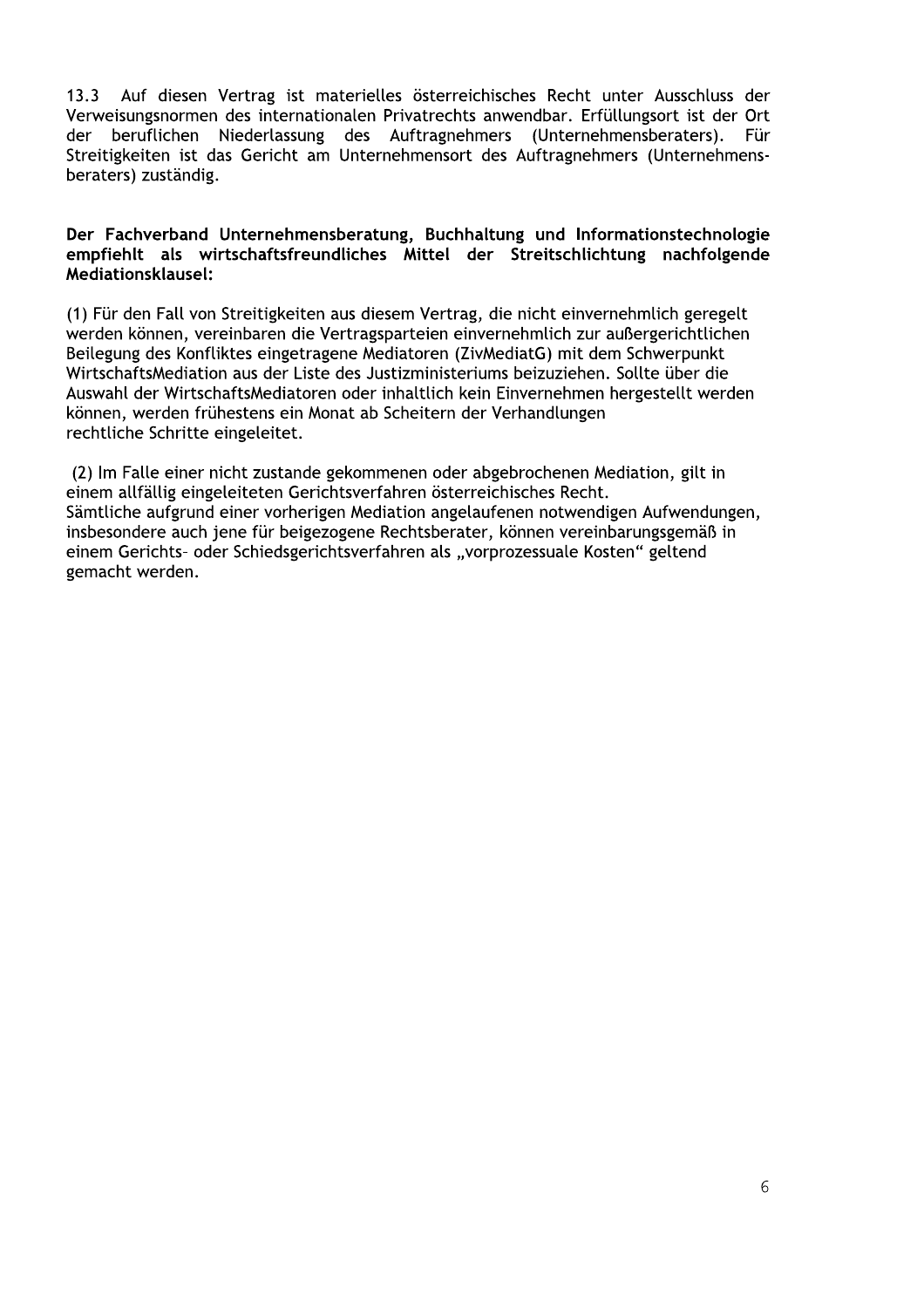13.3 Auf diesen Vertrag ist materielles österreichisches Recht unter Ausschluss der Verweisungsnormen des internationalen Privatrechts anwendbar. Erfüllungsort ist der Ort der beruflichen Niederlassung des Auftragnehmers (Unternehmensberaters). Für Streitigkeiten ist das Gericht am Unternehmensort des Auftragnehmers (Unternehmensberaters) zuständig.

**Der Fachverband Unternehmensberatung, Buchhaltung und Informationstechnologie empfiehlt als wirtschaftsfreundliches Mittel der Streitschlichtung nachfolgende Mediationsklausel:**

(1) Für den Fall von Streitigkeiten aus diesem Vertrag, die nicht einvernehmlich geregelt werden können, vereinbaren die Vertragsparteien einvernehmlich zur außergerichtlichen Beilegung des Konfliktes eingetragene Mediatoren (ZivMediatG) mit dem Schwerpunkt WirtschaftsMediation aus der Liste des Justizministeriums beizuziehen. Sollte über die Auswahl der WirtschaftsMediatoren oder inhaltlich kein Einvernehmen hergestellt werden können, werden frühestens ein Monat ab Scheitern der Verhandlungen rechtliche Schritte eingeleitet.

(2) Im Falle einer nicht zustande gekommenen oder abgebrochenen Mediation, gilt in einem allfällig eingeleiteten Gerichtsverfahren österreichisches Recht.
Sämtliche aufgrund einer vorherigen Mediation angelaufenen notwendigen Aufwendungen, insbesondere auch jene für beigezogene Rechtsberater, können vereinbarungsgemäß in einem Gerichts- oder Schiedsgerichtsverfahren als „vorprozessuale Kosten" geltend gemacht werden.